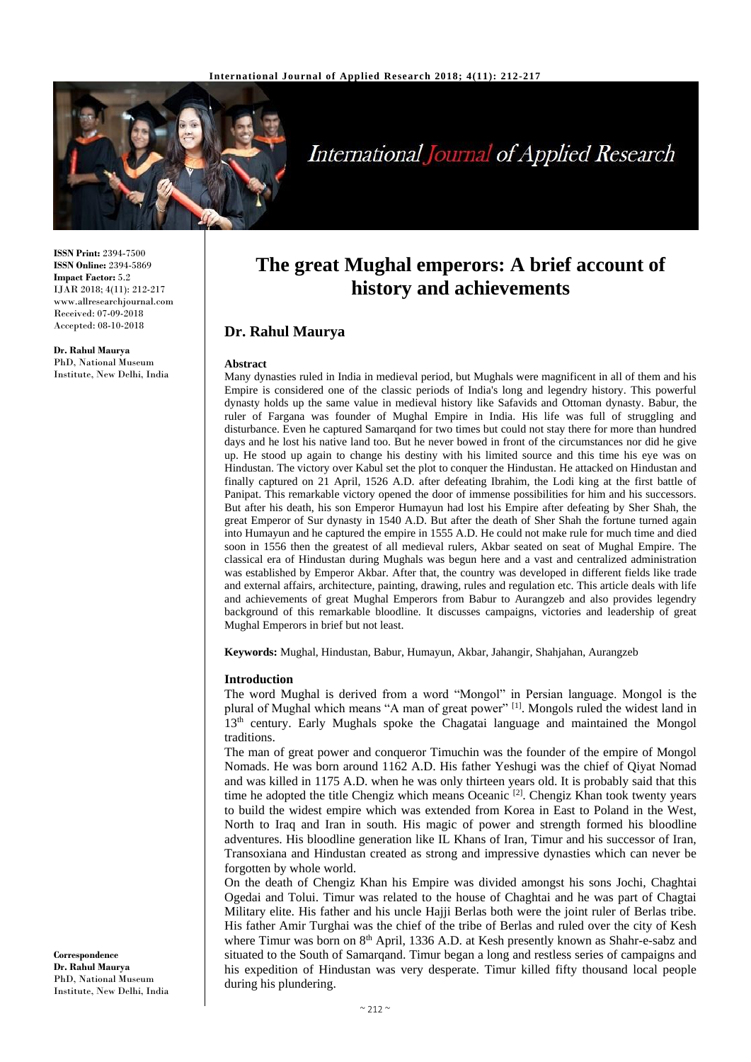**ISSN Print:** 2394-7500
**ISSN Online:** 2394-5869
**Impact Factor:** 5.2
IJAR 2018; 4(11): 212-217
www.allresearchjournal.com
Received: 07-09-2018
Accepted: 08-10-2018

**Dr. Rahul Maurya**
PhD, National Museum Institute, New Delhi, India

**Correspondence**
**Dr. Rahul Maurya**
PhD, National Museum Institute, New Delhi, India

# The great Mughal emperors: A brief account of history and achievements

## Dr. Rahul Maurya

### Abstract

Many dynasties ruled in India in medieval period, but Mughals were magnificent in all of them and his Empire is considered one of the classic periods of India's long and legendry history. This powerful dynasty holds up the same value in medieval history like Safavids and Ottoman dynasty. Babur, the ruler of Fargana was founder of Mughal Empire in India. His life was full of struggling and disturbance. Even he captured Samarqand for two times but could not stay there for more than hundred days and he lost his native land too. But he never bowed in front of the circumstances nor did he give up. He stood up again to change his destiny with his limited source and this time his eye was on Hindustan. The victory over Kabul set the plot to conquer the Hindustan. He attacked on Hindustan and finally captured on 21 April, 1526 A.D. after defeating Ibrahim, the Lodi king at the first battle of Panipat. This remarkable victory opened the door of immense possibilities for him and his successors. But after his death, his son Emperor Humayun had lost his Empire after defeating by Sher Shah, the great Emperor of Sur dynasty in 1540 A.D. But after the death of Sher Shah the fortune turned again into Humayun and he captured the empire in 1555 A.D. He could not make rule for much time and died soon in 1556 then the greatest of all medieval rulers, Akbar seated on seat of Mughal Empire. The classical era of Hindustan during Mughals was begun here and a vast and centralized administration was established by Emperor Akbar. After that, the country was developed in different fields like trade and external affairs, architecture, painting, drawing, rules and regulation etc. This article deals with life and achievements of great Mughal Emperors from Babur to Aurangzeb and also provides legendry background of this remarkable bloodline. It discusses campaigns, victories and leadership of great Mughal Emperors in brief but not least.

**Keywords:** Mughal, Hindustan, Babur, Humayun, Akbar, Jahangir, Shahjahan, Aurangzeb

### Introduction

The word Mughal is derived from a word "Mongol" in Persian language. Mongol is the plural of Mughal which means "A man of great power" [1]. Mongols ruled the widest land in 13th century. Early Mughals spoke the Chagatai language and maintained the Mongol traditions.

The man of great power and conqueror Timuchin was the founder of the empire of Mongol Nomads. He was born around 1162 A.D. His father Yeshugi was the chief of Qiyat Nomad and was killed in 1175 A.D. when he was only thirteen years old. It is probably said that this time he adopted the title Chengiz which means Oceanic [2]. Chengiz Khan took twenty years to build the widest empire which was extended from Korea in East to Poland in the West, North to Iraq and Iran in south. His magic of power and strength formed his bloodline adventures. His bloodline generation like IL Khans of Iran, Timur and his successor of Iran, Transoxiana and Hindustan created as strong and impressive dynasties which can never be forgotten by whole world.

On the death of Chengiz Khan his Empire was divided amongst his sons Jochi, Chaghtai Ogedai and Tolui. Timur was related to the house of Chaghtai and he was part of Chagtai Military elite. His father and his uncle Hajji Berlas both were the joint ruler of Berlas tribe. His father Amir Turghai was the chief of the tribe of Berlas and ruled over the city of Kesh where Timur was born on 8th April, 1336 A.D. at Kesh presently known as Shahr-e-sabz and situated to the South of Samarqand. Timur began a long and restless series of campaigns and his expedition of Hindustan was very desperate. Timur killed fifty thousand local people during his plundering.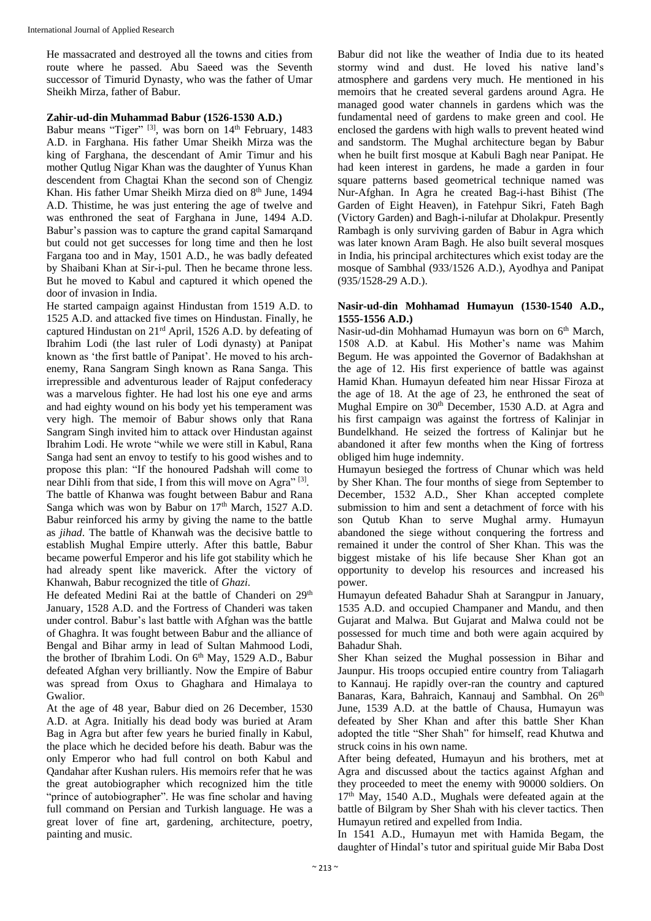He massacrated and destroyed all the towns and cities from route where he passed. Abu Saeed was the Seventh successor of Timurid Dynasty, who was the father of Umar Sheikh Mirza, father of Babur.

#### Zahir-ud-din Muhammad Babur (1526-1530 A.D.)

Babur means "Tiger" [3], was born on 14th February, 1483 A.D. in Farghana. His father Umar Sheikh Mirza was the king of Farghana, the descendant of Amir Timur and his mother Qutlug Nigar Khan was the daughter of Yunus Khan descendent from Chagtai Khan the second son of Chengiz Khan. His father Umar Sheikh Mirza died on 8th June, 1494 A.D. Thistime, he was just entering the age of twelve and was enthroned the seat of Farghana in June, 1494 A.D. Babur's passion was to capture the grand capital Samarqand but could not get successes for long time and then he lost Fargana too and in May, 1501 A.D., he was badly defeated by Shaibani Khan at Sir-i-pul. Then he became throne less. But he moved to Kabul and captured it which opened the door of invasion in India.

He started campaign against Hindustan from 1519 A.D. to 1525 A.D. and attacked five times on Hindustan. Finally, he captured Hindustan on 21rd April, 1526 A.D. by defeating of Ibrahim Lodi (the last ruler of Lodi dynasty) at Panipat known as 'the first battle of Panipat'. He moved to his arch-enemy, Rana Sangram Singh known as Rana Sanga. This irrepressible and adventurous leader of Rajput confederacy was a marvelous fighter. He had lost his one eye and arms and had eighty wound on his body yet his temperament was very high. The memoir of Babur shows only that Rana Sangram Singh invited him to attack over Hindustan against Ibrahim Lodi. He wrote "while we were still in Kabul, Rana Sanga had sent an envoy to testify to his good wishes and to propose this plan: "If the honoured Padshah will come to near Dihli from that side, I from this will move on Agra" [3].

The battle of Khanwa was fought between Babur and Rana Sanga which was won by Babur on 17th March, 1527 A.D. Babur reinforced his army by giving the name to the battle as *jihad*. The battle of Khanwah was the decisive battle to establish Mughal Empire utterly. After this battle, Babur became powerful Emperor and his life got stability which he had already spent like maverick. After the victory of Khanwah, Babur recognized the title of *Ghazi*.

He defeated Medini Rai at the battle of Chanderi on 29th January, 1528 A.D. and the Fortress of Chanderi was taken under control. Babur's last battle with Afghan was the battle of Ghaghra. It was fought between Babur and the alliance of Bengal and Bihar army in lead of Sultan Mahmood Lodi, the brother of Ibrahim Lodi. On 6th May, 1529 A.D., Babur defeated Afghan very brilliantly. Now the Empire of Babur was spread from Oxus to Ghaghara and Himalaya to Gwalior.

At the age of 48 year, Babur died on 26 December, 1530 A.D. at Agra. Initially his dead body was buried at Aram Bag in Agra but after few years he buried finally in Kabul, the place which he decided before his death. Babur was the only Emperor who had full control on both Kabul and Qandahar after Kushan rulers. His memoirs refer that he was the great autobiographer which recognized him the title "prince of autobiographer". He was fine scholar and having full command on Persian and Turkish language. He was a great lover of fine art, gardening, architecture, poetry, painting and music.

Babur did not like the weather of India due to its heated stormy wind and dust. He loved his native land's atmosphere and gardens very much. He mentioned in his memoirs that he created several gardens around Agra. He managed good water channels in gardens which was the fundamental need of gardens to make green and cool. He enclosed the gardens with high walls to prevent heated wind and sandstorm. The Mughal architecture began by Babur when he built first mosque at Kabuli Bagh near Panipat. He had keen interest in gardens, he made a garden in four square patterns based geometrical technique named was Nur-Afghan. In Agra he created Bag-i-hast Bihist (The Garden of Eight Heaven), in Fatehpur Sikri, Fateh Bagh (Victory Garden) and Bagh-i-nilufar at Dholakpur. Presently Rambagh is only surviving garden of Babur in Agra which was later known Aram Bagh. He also built several mosques in India, his principal architectures which exist today are the mosque of Sambhal (933/1526 A.D.), Ayodhya and Panipat (935/1528-29 A.D.).

#### Nasir-ud-din Mohhamad Humayun (1530-1540 A.D., 1555-1556 A.D.)

Nasir-ud-din Mohhamad Humayun was born on 6th March, 1508 A.D. at Kabul. His Mother's name was Mahim Begum. He was appointed the Governor of Badakhshan at the age of 12. His first experience of battle was against Hamid Khan. Humayun defeated him near Hissar Firoza at the age of 18. At the age of 23, he enthroned the seat of Mughal Empire on 30th December, 1530 A.D. at Agra and his first campaign was against the fortress of Kalinjar in Bundelkhand. He seized the fortress of Kalinjar but he abandoned it after few months when the King of fortress obliged him huge indemnity.

Humayun besieged the fortress of Chunar which was held by Sher Khan. The four months of siege from September to December, 1532 A.D., Sher Khan accepted complete submission to him and sent a detachment of force with his son Qutub Khan to serve Mughal army. Humayun abandoned the siege without conquering the fortress and remained it under the control of Sher Khan. This was the biggest mistake of his life because Sher Khan got an opportunity to develop his resources and increased his power.

Humayun defeated Bahadur Shah at Sarangpur in January, 1535 A.D. and occupied Champaner and Mandu, and then Gujarat and Malwa. But Gujarat and Malwa could not be possessed for much time and both were again acquired by Bahadur Shah.

Sher Khan seized the Mughal possession in Bihar and Jaunpur. His troops occupied entire country from Taliagarh to Kannauj. He rapidly over-ran the country and captured Banaras, Kara, Bahraich, Kannauj and Sambhal. On 26th June, 1539 A.D. at the battle of Chausa, Humayun was defeated by Sher Khan and after this battle Sher Khan adopted the title "Sher Shah" for himself, read Khutwa and struck coins in his own name.

After being defeated, Humayun and his brothers, met at Agra and discussed about the tactics against Afghan and they proceeded to meet the enemy with 90000 soldiers. On 17th May, 1540 A.D., Mughals were defeated again at the battle of Bilgram by Sher Shah with his clever tactics. Then Humayun retired and expelled from India.

In 1541 A.D., Humayun met with Hamida Begam, the daughter of Hindal's tutor and spiritual guide Mir Baba Dost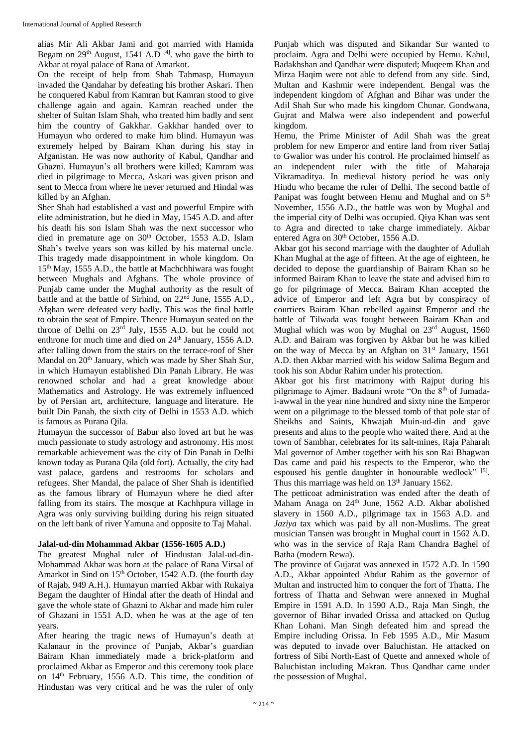alias Mir Ali Akbar Jami and got married with Hamida Begam on 29th August, 1541 A.D [4]. who gave the birth to Akbar at royal palace of Rana of Amarkot.

On the receipt of help from Shah Tahmasp, Humayun invaded the Qandahar by defeating his brother Askari. Then he conquered Kabul from Kamran but Kamran stood to give challenge again and again. Kamran reached under the shelter of Sultan Islam Shah, who treated him badly and sent him the country of Gakkhar. Gakkhar handed over to Humayun who ordered to make him blind. Humayun was extremely helped by Bairam Khan during his stay in Afganistan. He was now authority of Kabul, Qandhar and Ghazni. Humayun's all brothers were killed; Kamram was died in pilgrimage to Mecca, Askari was given prison and sent to Mecca from where he never returned and Hindal was killed by an Afghan.

Sher Shah had established a vast and powerful Empire with elite administration, but he died in May, 1545 A.D. and after his death his son Islam Shah was the next successor who died in premature age on 30th October, 1553 A.D. Islam Shah's twelve years son was killed by his maternal uncle. This tragedy made disappointment in whole kingdom. On 15th May, 1555 A.D., the battle at Machchhiwara was fought between Mughals and Afghans. The whole province of Punjab came under the Mughal authority as the result of battle and at the battle of Sirhind, on 22nd June, 1555 A.D., Afghan were defeated very badly. This was the final battle to obtain the seat of Empire. Thence Humayun seated on the throne of Delhi on 23rd July, 1555 A.D. but he could not enthrone for much time and died on 24th January, 1556 A.D. after falling down from the stairs on the terrace-roof of Sher Mandal on 20th January, which was made by Sher Shah Sur, in which Humayun established Din Panah Library. He was renowned scholar and had a great knowledge about Mathematics and Astrology. He was extremely influenced by of Persian art, architecture, language and literature. He built Din Panah, the sixth city of Delhi in 1553 A.D. which is famous as Purana Qila.

Humayun the successor of Babur also loved art but he was much passionate to study astrology and astronomy. His most remarkable achievement was the city of Din Panah in Delhi known today as Purana Qila (old fort). Actually, the city had vast palace, gardens and restrooms for scholars and refugees. Sher Mandal, the palace of Sher Shah is identified as the famous library of Humayun where he died after falling from its stairs. The mosque at Kachhpura village in Agra was only surviving building during his reign situated on the left bank of river Yamuna and opposite to Taj Mahal.

### Jalal-ud-din Mohammad Akbar (1556-1605 A.D.)

The greatest Mughal ruler of Hindustan Jalal-ud-din-Mohammad Akbar was born at the palace of Rana Virsal of Amarkot in Sind on 15th October, 1542 A.D. (the fourth day of Rajab, 949 A.H.). Humayun married Akbar with Rukaiya Begam the daughter of Hindal after the death of Hindal and gave the whole state of Ghazni to Akbar and made him ruler of Ghazani in 1551 A.D. when he was at the age of ten years.

After hearing the tragic news of Humayun's death at Kalanaur in the province of Punjab, Akbar's guardian Bairam Khan immediately made a brick-platform and proclaimed Akbar as Emperor and this ceremony took place on 14th February, 1556 A.D. This time, the condition of Hindustan was very critical and he was the ruler of only Punjab which was disputed and Sikandar Sur wanted to proclaim. Agra and Delhi were occupied by Hemu. Kabul, Badakhshan and Qandhar were disputed; Muqeem Khan and Mirza Haqim were not able to defend from any side. Sind, Multan and Kashmir were independent. Bengal was the independent kingdom of Afghan and Bihar was under the Adil Shah Sur who made his kingdom Chunar. Gondwana, Gujrat and Malwa were also independent and powerful kingdom.

Hemu, the Prime Minister of Adil Shah was the great problem for new Emperor and entire land from river Satlaj to Gwalior was under his control. He proclaimed himself as an independent ruler with the title of Maharaja Vikramaditya. In medieval history period he was only Hindu who became the ruler of Delhi. The second battle of Panipat was fought between Hemu and Mughal and on 5th November, 1556 A.D., the battle was won by Mughal and the imperial city of Delhi was occupied. Qiya Khan was sent to Agra and directed to take charge immediately. Akbar entered Agra on 30th October, 1556 A.D.

Akbar got his second marriage with the daughter of Adullah Khan Mughal at the age of fifteen. At the age of eighteen, he decided to depose the guardianship of Bairam Khan so he informed Bairam Khan to leave the state and advised him to go for pilgrimage of Mecca. Bairam Khan accepted the advice of Emperor and left Agra but by conspiracy of courtiers Bairam Khan rebelled against Emperor and the battle of Tilwada was fought between Bairam Khan and Mughal which was won by Mughal on 23rd August, 1560 A.D. and Bairam was forgiven by Akbar but he was killed on the way of Mecca by an Afghan on 31st January, 1561 A.D. then Akbar married with his widow Salima Begum and took his son Abdur Rahim under his protection.

Akbar got his first matrimony with Rajput during his pilgrimage to Ajmer. Badauni wrote "On the 8th of Jumada-i-awwal in the year nine hundred and sixty nine the Emperor went on a pilgrimage to the blessed tomb of that pole star of Sheikhs and Saints, Khwajah Muin-ud-din and gave presents and alms to the people who waited there. And at the town of Sambhar, celebrates for its salt-mines, Raja Paharah Mal governor of Amber together with his son Rai Bhagwan Das came and paid his respects to the Emperor, who the espoused his gentle daughter in honourable wedlock" [5]. Thus this marriage was held on 13th January 1562.

The petticoat administration was ended after the death of Maham Anaga on 24th June, 1562 A.D. Akbar abolished slavery in 1560 A.D., pilgrimage tax in 1563 A.D. and *Jaziya* tax which was paid by all non-Muslims. The great musician Tansen was brought in Mughal court in 1562 A.D. who was in the service of Raja Ram Chandra Baghel of Batha (modern Rewa).

The province of Gujarat was annexed in 1572 A.D. In 1590 A.D., Akbar appointed Abdur Rahim as the governor of Multan and instructed him to conquer the fort of Thatta. The fortress of Thatta and Sehwan were annexed in Mughal Empire in 1591 A.D. In 1590 A.D., Raja Man Singh, the governor of Bihar invaded Orissa and attacked on Qutlug Khan Lohani. Man Singh defeated him and spread the Empire including Orissa. In Feb 1595 A.D., Mir Masum was deputed to invade over Baluchistan. He attacked on fortress of Sibi North-East of Quette and annexed whole of Baluchistan including Makran. Thus Qandhar came under the possession of Mughal.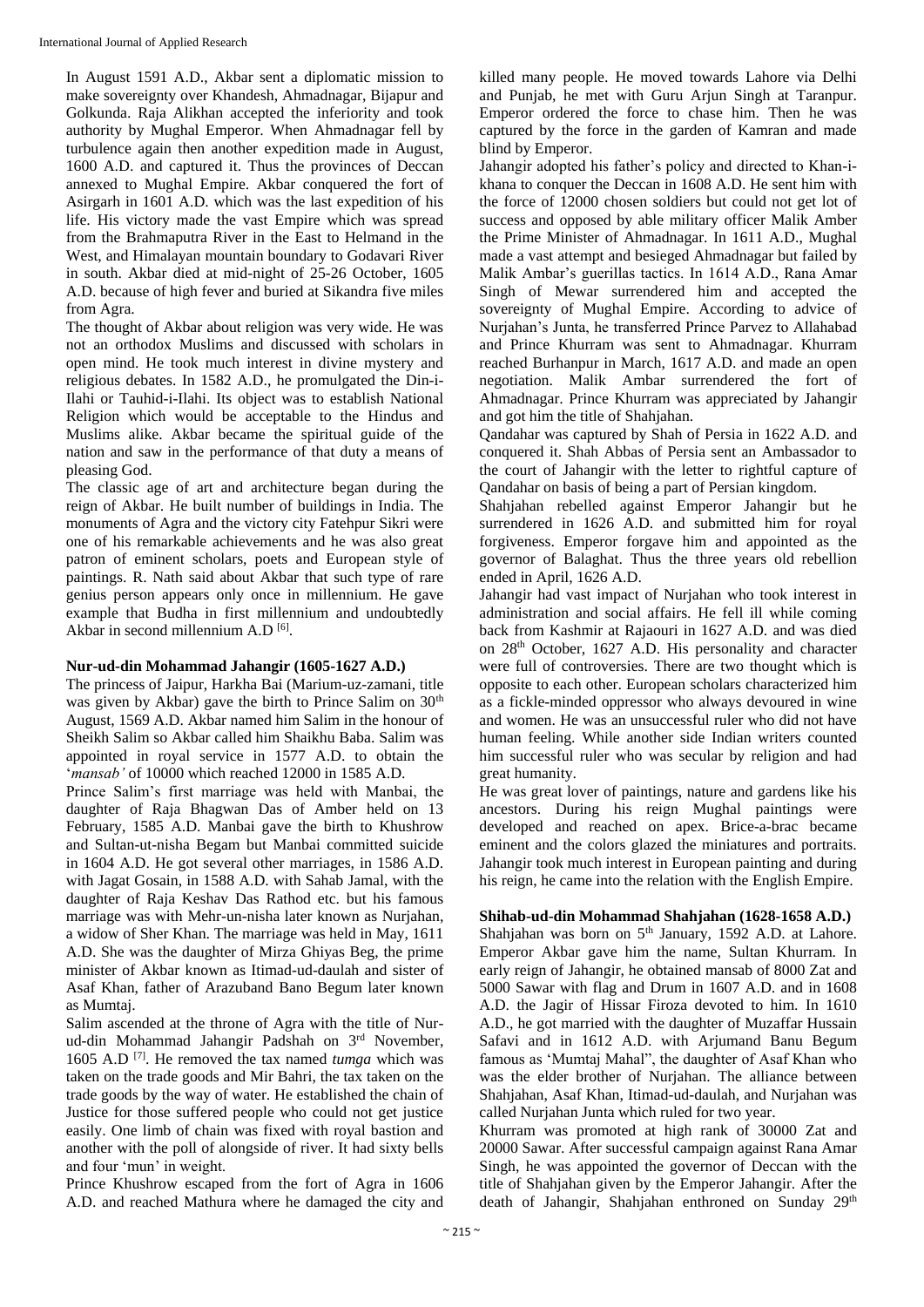In August 1591 A.D., Akbar sent a diplomatic mission to make sovereignty over Khandesh, Ahmadnagar, Bijapur and Golkunda. Raja Alikhan accepted the inferiority and took authority by Mughal Emperor. When Ahmadnagar fell by turbulence again then another expedition made in August, 1600 A.D. and captured it. Thus the provinces of Deccan annexed to Mughal Empire. Akbar conquered the fort of Asirgarh in 1601 A.D. which was the last expedition of his life. His victory made the vast Empire which was spread from the Brahmaputra River in the East to Helmand in the West, and Himalayan mountain boundary to Godavari River in south. Akbar died at mid-night of 25-26 October, 1605 A.D. because of high fever and buried at Sikandra five miles from Agra.

The thought of Akbar about religion was very wide. He was not an orthodox Muslims and discussed with scholars in open mind. He took much interest in divine mystery and religious debates. In 1582 A.D., he promulgated the Din-i-Ilahi or Tauhid-i-Ilahi. Its object was to establish National Religion which would be acceptable to the Hindus and Muslims alike. Akbar became the spiritual guide of the nation and saw in the performance of that duty a means of pleasing God.

The classic age of art and architecture began during the reign of Akbar. He built number of buildings in India. The monuments of Agra and the victory city Fatehpur Sikri were one of his remarkable achievements and he was also great patron of eminent scholars, poets and European style of paintings. R. Nath said about Akbar that such type of rare genius person appears only once in millennium. He gave example that Budha in first millennium and undoubtedly Akbar in second millennium A.D [6].

### Nur-ud-din Mohammad Jahangir (1605-1627 A.D.)

The princess of Jaipur, Harkha Bai (Marium-uz-zamani, title was given by Akbar) gave the birth to Prince Salim on 30th August, 1569 A.D. Akbar named him Salim in the honour of Sheikh Salim so Akbar called him Shaikhu Baba. Salim was appointed in royal service in 1577 A.D. to obtain the '*mansab'* of 10000 which reached 12000 in 1585 A.D.

Prince Salim's first marriage was held with Manbai, the daughter of Raja Bhagwan Das of Amber held on 13 February, 1585 A.D. Manbai gave the birth to Khushrow and Sultan-ut-nisha Begam but Manbai committed suicide in 1604 A.D. He got several other marriages, in 1586 A.D. with Jagat Gosain, in 1588 A.D. with Sahab Jamal, with the daughter of Raja Keshav Das Rathod etc. but his famous marriage was with Mehr-un-nisha later known as Nurjahan, a widow of Sher Khan. The marriage was held in May, 1611 A.D. She was the daughter of Mirza Ghiyas Beg, the prime minister of Akbar known as Itimad-ud-daulah and sister of Asaf Khan, father of Arazuband Bano Begum later known as Mumtaj.

Salim ascended at the throne of Agra with the title of Nur-ud-din Mohammad Jahangir Padshah on 3rd November, 1605 A.D [7]. He removed the tax named *tumga* which was taken on the trade goods and Mir Bahri, the tax taken on the trade goods by the way of water. He established the chain of Justice for those suffered people who could not get justice easily. One limb of chain was fixed with royal bastion and another with the poll of alongside of river. It had sixty bells and four 'mun' in weight.

Prince Khushrow escaped from the fort of Agra in 1606 A.D. and reached Mathura where he damaged the city and killed many people. He moved towards Lahore via Delhi and Punjab, he met with Guru Arjun Singh at Taranpur. Emperor ordered the force to chase him. Then he was captured by the force in the garden of Kamran and made blind by Emperor.

Jahangir adopted his father's policy and directed to Khan-i-khana to conquer the Deccan in 1608 A.D. He sent him with the force of 12000 chosen soldiers but could not get lot of success and opposed by able military officer Malik Amber the Prime Minister of Ahmadnagar. In 1611 A.D., Mughal made a vast attempt and besieged Ahmadnagar but failed by Malik Ambar's guerillas tactics. In 1614 A.D., Rana Amar Singh of Mewar surrendered him and accepted the sovereignty of Mughal Empire. According to advice of Nurjahan's Junta, he transferred Prince Parvez to Allahabad and Prince Khurram was sent to Ahmadnagar. Khurram reached Burhanpur in March, 1617 A.D. and made an open negotiation. Malik Ambar surrendered the fort of Ahmadnagar. Prince Khurram was appreciated by Jahangir and got him the title of Shahjahan.

Qandahar was captured by Shah of Persia in 1622 A.D. and conquered it. Shah Abbas of Persia sent an Ambassador to the court of Jahangir with the letter to rightful capture of Qandahar on basis of being a part of Persian kingdom.

Shahjahan rebelled against Emperor Jahangir but he surrendered in 1626 A.D. and submitted him for royal forgiveness. Emperor forgave him and appointed as the governor of Balaghat. Thus the three years old rebellion ended in April, 1626 A.D.

Jahangir had vast impact of Nurjahan who took interest in administration and social affairs. He fell ill while coming back from Kashmir at Rajaouri in 1627 A.D. and was died on 28th October, 1627 A.D. His personality and character were full of controversies. There are two thought which is opposite to each other. European scholars characterized him as a fickle-minded oppressor who always devoured in wine and women. He was an unsuccessful ruler who did not have human feeling. While another side Indian writers counted him successful ruler who was secular by religion and had great humanity.

He was great lover of paintings, nature and gardens like his ancestors. During his reign Mughal paintings were developed and reached on apex. Brice-a-brac became eminent and the colors glazed the miniatures and portraits. Jahangir took much interest in European painting and during his reign, he came into the relation with the English Empire.

### Shihab-ud-din Mohammad Shahjahan (1628-1658 A.D.)

Shahjahan was born on 5th January, 1592 A.D. at Lahore. Emperor Akbar gave him the name, Sultan Khurram. In early reign of Jahangir, he obtained mansab of 8000 Zat and 5000 Sawar with flag and Drum in 1607 A.D. and in 1608 A.D. the Jagir of Hissar Firoza devoted to him. In 1610 A.D., he got married with the daughter of Muzaffar Hussain Safavi and in 1612 A.D. with Arjumand Banu Begum famous as 'Mumtaj Mahal", the daughter of Asaf Khan who was the elder brother of Nurjahan. The alliance between Shahjahan, Asaf Khan, Itimad-ud-daulah, and Nurjahan was called Nurjahan Junta which ruled for two year.

Khurram was promoted at high rank of 30000 Zat and 20000 Sawar. After successful campaign against Rana Amar Singh, he was appointed the governor of Deccan with the title of Shahjahan given by the Emperor Jahangir. After the death of Jahangir, Shahjahan enthroned on Sunday 29th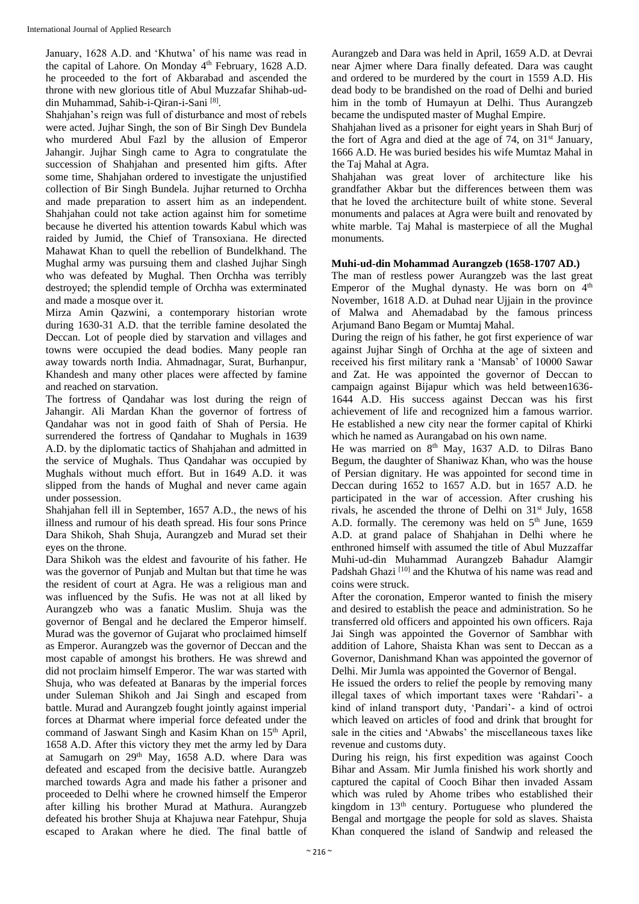January, 1628 A.D. and 'Khutwa' of his name was read in the capital of Lahore. On Monday 4th February, 1628 A.D. he proceeded to the fort of Akbarabad and ascended the throne with new glorious title of Abul Muzzafar Shihab-ud-din Muhammad, Sahib-i-Qiran-i-Sani [8].

Shahjahan's reign was full of disturbance and most of rebels were acted. Jujhar Singh, the son of Bir Singh Dev Bundela who murdered Abul Fazl by the allusion of Emperor Jahangir. Jujhar Singh came to Agra to congratulate the succession of Shahjahan and presented him gifts. After some time, Shahjahan ordered to investigate the unjustified collection of Bir Singh Bundela. Jujhar returned to Orchha and made preparation to assert him as an independent. Shahjahan could not take action against him for sometime because he diverted his attention towards Kabul which was raided by Jumid, the Chief of Transoxiana. He directed Mahawat Khan to quell the rebellion of Bundelkhand. The Mughal army was pursuing them and clashed Jujhar Singh who was defeated by Mughal. Then Orchha was terribly destroyed; the splendid temple of Orchha was exterminated and made a mosque over it.

Mirza Amin Qazwini, a contemporary historian wrote during 1630-31 A.D. that the terrible famine desolated the Deccan. Lot of people died by starvation and villages and towns were occupied the dead bodies. Many people ran away towards north India. Ahmadnagar, Surat, Burhanpur, Khandesh and many other places were affected by famine and reached on starvation.

The fortress of Qandahar was lost during the reign of Jahangir. Ali Mardan Khan the governor of fortress of Qandahar was not in good faith of Shah of Persia. He surrendered the fortress of Qandahar to Mughals in 1639 A.D. by the diplomatic tactics of Shahjahan and admitted in the service of Mughals. Thus Qandahar was occupied by Mughals without much effort. But in 1649 A.D. it was slipped from the hands of Mughal and never came again under possession.

Shahjahan fell ill in September, 1657 A.D., the news of his illness and rumour of his death spread. His four sons Prince Dara Shikoh, Shah Shuja, Aurangzeb and Murad set their eyes on the throne.

Dara Shikoh was the eldest and favourite of his father. He was the governor of Punjab and Multan but that time he was the resident of court at Agra. He was a religious man and was influenced by the Sufis. He was not at all liked by Aurangzeb who was a fanatic Muslim. Shuja was the governor of Bengal and he declared the Emperor himself. Murad was the governor of Gujarat who proclaimed himself as Emperor. Aurangzeb was the governor of Deccan and the most capable of amongst his brothers. He was shrewd and did not proclaim himself Emperor. The war was started with Shuja, who was defeated at Banaras by the imperial forces under Suleman Shikoh and Jai Singh and escaped from battle. Murad and Aurangzeb fought jointly against imperial forces at Dharmat where imperial force defeated under the command of Jaswant Singh and Kasim Khan on 15th April, 1658 A.D. After this victory they met the army led by Dara at Samugarh on 29th May, 1658 A.D. where Dara was defeated and escaped from the decisive battle. Aurangzeb marched towards Agra and made his father a prisoner and proceeded to Delhi where he crowned himself the Emperor after killing his brother Murad at Mathura. Aurangzeb defeated his brother Shuja at Khajuwa near Fatehpur, Shuja escaped to Arakan where he died. The final battle of Aurangzeb and Dara was held in April, 1659 A.D. at Devrai near Ajmer where Dara finally defeated. Dara was caught and ordered to be murdered by the court in 1559 A.D. His dead body to be brandished on the road of Delhi and buried him in the tomb of Humayun at Delhi. Thus Aurangzeb became the undisputed master of Mughal Empire.

Shahjahan lived as a prisoner for eight years in Shah Burj of the fort of Agra and died at the age of 74, on 31st January, 1666 A.D. He was buried besides his wife Mumtaz Mahal in the Taj Mahal at Agra.

Shahjahan was great lover of architecture like his grandfather Akbar but the differences between them was that he loved the architecture built of white stone. Several monuments and palaces at Agra were built and renovated by white marble. Taj Mahal is masterpiece of all the Mughal monuments.

**Muhi-ud-din Mohammad Aurangzeb (1658-1707 AD.)**

The man of restless power Aurangzeb was the last great Emperor of the Mughal dynasty. He was born on 4th November, 1618 A.D. at Duhad near Ujjain in the province of Malwa and Ahemadabad by the famous princess Arjumand Bano Begam or Mumtaj Mahal.

During the reign of his father, he got first experience of war against Jujhar Singh of Orchha at the age of sixteen and received his first military rank a 'Mansab' of 10000 Sawar and Zat. He was appointed the governor of Deccan to campaign against Bijapur which was held between1636-1644 A.D. His success against Deccan was his first achievement of life and recognized him a famous warrior. He established a new city near the former capital of Khirki which he named as Aurangabad on his own name.

He was married on 8th May, 1637 A.D. to Dilras Bano Begum, the daughter of Shaniwaz Khan, who was the house of Persian dignitary. He was appointed for second time in Deccan during 1652 to 1657 A.D. but in 1657 A.D. he participated in the war of accession. After crushing his rivals, he ascended the throne of Delhi on 31st July, 1658 A.D. formally. The ceremony was held on 5th June, 1659 A.D. at grand palace of Shahjahan in Delhi where he enthroned himself with assumed the title of Abul Muzzaffar Muhi-ud-din Muhammad Aurangzeb Bahadur Alamgir Padshah Ghazi [10] and the Khutwa of his name was read and coins were struck.

After the coronation, Emperor wanted to finish the misery and desired to establish the peace and administration. So he transferred old officers and appointed his own officers. Raja Jai Singh was appointed the Governor of Sambhar with addition of Lahore, Shaista Khan was sent to Deccan as a Governor, Danishmand Khan was appointed the governor of Delhi. Mir Jumla was appointed the Governor of Bengal.

He issued the orders to relief the people by removing many illegal taxes of which important taxes were 'Rahdari'- a kind of inland transport duty, 'Pandari'- a kind of octroi which leaved on articles of food and drink that brought for sale in the cities and 'Abwabs' the miscellaneous taxes like revenue and customs duty.

During his reign, his first expedition was against Cooch Bihar and Assam. Mir Jumla finished his work shortly and captured the capital of Cooch Bihar then invaded Assam which was ruled by Ahome tribes who established their kingdom in 13th century. Portuguese who plundered the Bengal and mortgage the people for sold as slaves. Shaista Khan conquered the island of Sandwip and released the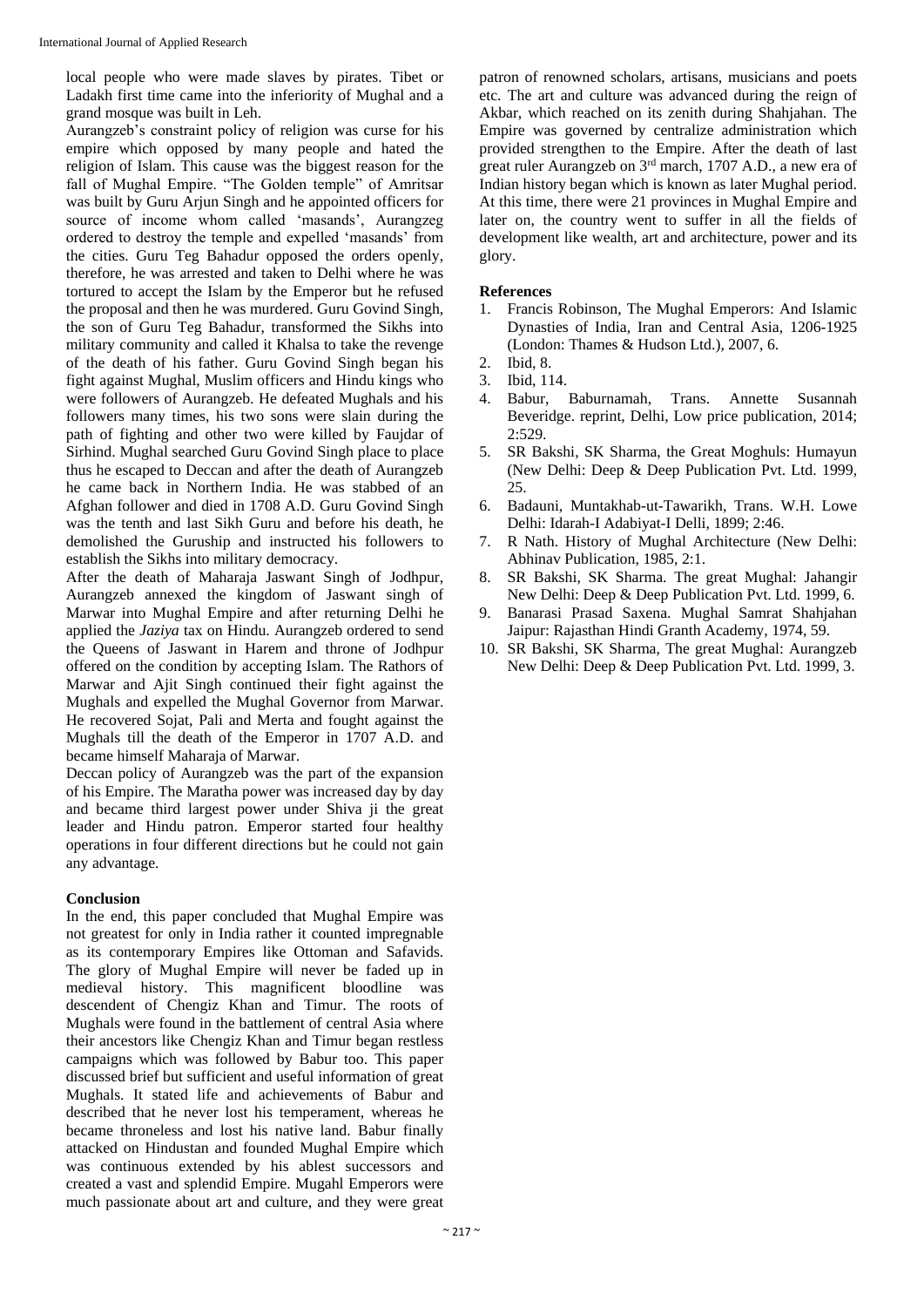local people who were made slaves by pirates. Tibet or Ladakh first time came into the inferiority of Mughal and a grand mosque was built in Leh.

Aurangzeb's constraint policy of religion was curse for his empire which opposed by many people and hated the religion of Islam. This cause was the biggest reason for the fall of Mughal Empire. "The Golden temple" of Amritsar was built by Guru Arjun Singh and he appointed officers for source of income whom called 'masands', Aurangzeg ordered to destroy the temple and expelled 'masands' from the cities. Guru Teg Bahadur opposed the orders openly, therefore, he was arrested and taken to Delhi where he was tortured to accept the Islam by the Emperor but he refused the proposal and then he was murdered. Guru Govind Singh, the son of Guru Teg Bahadur, transformed the Sikhs into military community and called it Khalsa to take the revenge of the death of his father. Guru Govind Singh began his fight against Mughal, Muslim officers and Hindu kings who were followers of Aurangzeb. He defeated Mughals and his followers many times, his two sons were slain during the path of fighting and other two were killed by Faujdar of Sirhind. Mughal searched Guru Govind Singh place to place thus he escaped to Deccan and after the death of Aurangzeb he came back in Northern India. He was stabbed of an Afghan follower and died in 1708 A.D. Guru Govind Singh was the tenth and last Sikh Guru and before his death, he demolished the Guruship and instructed his followers to establish the Sikhs into military democracy.

After the death of Maharaja Jaswant Singh of Jodhpur, Aurangzeb annexed the kingdom of Jaswant singh of Marwar into Mughal Empire and after returning Delhi he applied the *Jaziya* tax on Hindu. Aurangzeb ordered to send the Queens of Jaswant in Harem and throne of Jodhpur offered on the condition by accepting Islam. The Rathors of Marwar and Ajit Singh continued their fight against the Mughals and expelled the Mughal Governor from Marwar. He recovered Sojat, Pali and Merta and fought against the Mughals till the death of the Emperor in 1707 A.D. and became himself Maharaja of Marwar.

Deccan policy of Aurangzeb was the part of the expansion of his Empire. The Maratha power was increased day by day and became third largest power under Shiva ji the great leader and Hindu patron. Emperor started four healthy operations in four different directions but he could not gain any advantage.

## Conclusion

In the end, this paper concluded that Mughal Empire was not greatest for only in India rather it counted impregnable as its contemporary Empires like Ottoman and Safavids. The glory of Mughal Empire will never be faded up in medieval history. This magnificent bloodline was descendent of Chengiz Khan and Timur. The roots of Mughals were found in the battlement of central Asia where their ancestors like Chengiz Khan and Timur began restless campaigns which was followed by Babur too. This paper discussed brief but sufficient and useful information of great Mughals. It stated life and achievements of Babur and described that he never lost his temperament, whereas he became throneless and lost his native land. Babur finally attacked on Hindustan and founded Mughal Empire which was continuous extended by his ablest successors and created a vast and splendid Empire. Mugahl Emperors were much passionate about art and culture, and they were great patron of renowned scholars, artisans, musicians and poets etc. The art and culture was advanced during the reign of Akbar, which reached on its zenith during Shahjahan. The Empire was governed by centralize administration which provided strengthen to the Empire. After the death of last great ruler Aurangzeb on 3rd march, 1707 A.D., a new era of Indian history began which is known as later Mughal period. At this time, there were 21 provinces in Mughal Empire and later on, the country went to suffer in all the fields of development like wealth, art and architecture, power and its glory.

## References

1. Francis Robinson, The Mughal Emperors: And Islamic Dynasties of India, Iran and Central Asia, 1206-1925 (London: Thames & Hudson Ltd.), 2007, 6.
2. Ibid, 8.
3. Ibid, 114.
4. Babur, Baburnamah, Trans. Annette Susannah Beveridge. reprint, Delhi, Low price publication, 2014; 2:529.
5. SR Bakshi, SK Sharma, the Great Moghuls: Humayun (New Delhi: Deep & Deep Publication Pvt. Ltd. 1999, 25.
6. Badauni, Muntakhab-ut-Tawarikh, Trans. W.H. Lowe Delhi: Idarah-I Adabiyat-I Delli, 1899; 2:46.
7. R Nath. History of Mughal Architecture (New Delhi: Abhinav Publication, 1985, 2:1.
8. SR Bakshi, SK Sharma. The great Mughal: Jahangir New Delhi: Deep & Deep Publication Pvt. Ltd. 1999, 6.
9. Banarasi Prasad Saxena. Mughal Samrat Shahjahan Jaipur: Rajasthan Hindi Granth Academy, 1974, 59.
10. SR Bakshi, SK Sharma, The great Mughal: Aurangzeb New Delhi: Deep & Deep Publication Pvt. Ltd. 1999, 3.